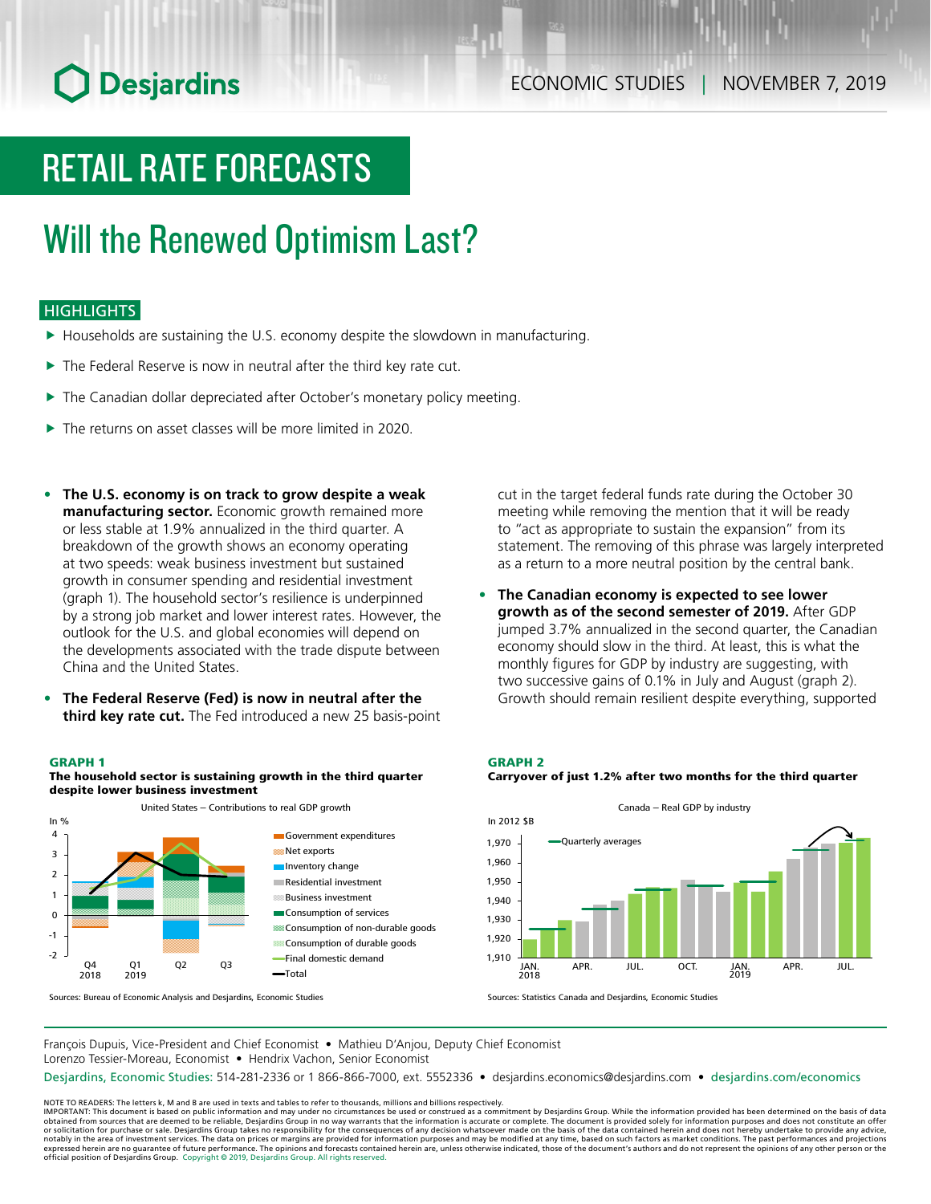Desjardins

ECONOMIC STUDIES | NOVEMBER 7, 2019

# RETAIL RATE FORECASTS

## Will the Renewed Optimism Last?

### HIGHLIGHTS

- Households are sustaining the U.S. economy despite the slowdown in manufacturing.
- The Federal Reserve is now in neutral after the third key rate cut.
- The Canadian dollar depreciated after October's monetary policy meeting.
- The returns on asset classes will be more limited in 2020.

- **The U.S. economy is on track to grow despite a weak manufacturing sector.** Economic growth remained more or less stable at 1.9% annualized in the third quarter. A breakdown of the growth shows an economy operating at two speeds: weak business investment but sustained growth in consumer spending and residential investment (graph 1). The household sector's resilience is underpinned by a strong job market and lower interest rates. However, the outlook for the U.S. and global economies will depend on the developments associated with the trade dispute between China and the United States.

- **The Federal Reserve (Fed) is now in neutral after the third key rate cut.** The Fed introduced a new 25 basis-point cut in the target federal funds rate during the October 30 meeting while removing the mention that it will be ready to "act as appropriate to sustain the expansion" from its statement. The removing of this phrase was largely interpreted as a return to a more neutral position by the central bank.

- **The Canadian economy is expected to see lower growth as of the second semester of 2019.** After GDP jumped 3.7% annualized in the second quarter, the Canadian economy should slow in the third. At least, this is what the monthly figures for GDP by industry are suggesting, with two successive gains of 0.1% in July and August (graph 2). Growth should remain resilient despite everything, supported

**GRAPH 1**
**The household sector is sustaining growth in the third quarter despite lower business investment**

United States – Contributions to real GDP growth

Sources: Bureau of Economic Analysis and Desjardins, Economic Studies

**GRAPH 2**
**Carryover of just 1.2% after two months for the third quarter**

Canada – Real GDP by industry

Sources: Statistics Canada and Desjardins, Economic Studies

François Dupuis, Vice-President and Chief Economist • Mathieu D'Anjou, Deputy Chief Economist
Lorenzo Tessier-Moreau, Economist • Hendrix Vachon, Senior Economist

Desjardins, Economic Studies: 514-281-2336 or 1 866-866-7000, ext. 5552336 • desjardins.economics@desjardins.com • desjardins.com/economics

NOTE TO READERS: The letters k, M and B are used in texts and tables to refer to thousands, millions and billions respectively.
IMPORTANT: This document is based on public information and may under no circumstances be used or construed as a commitment by Desjardins Group. While the information provided has been determined on the basis of data obtained from sources that are deemed to be reliable, Desjardins Group in no way warrants that the information is accurate or complete. The document is provided solely for information purposes and does not constitute an offer or solicitation for purchase or sale. Desjardins Group takes no responsibility for the consequences of any decision whatsoever made on the basis of the data contained herein and does not hereby undertake to provide any advice, notably in the area of investment services. The data on prices or margins are provided for information purposes and may be modified at any time, based on such factors as market conditions. The past performances and projections expressed herein are no guarantee of future performance. The opinions and forecasts contained herein are, unless otherwise indicated, those of the document's authors and do not represent the opinions of any other person or the official position of Desjardins Group. Copyright © 2019, Desjardins Group. All rights reserved.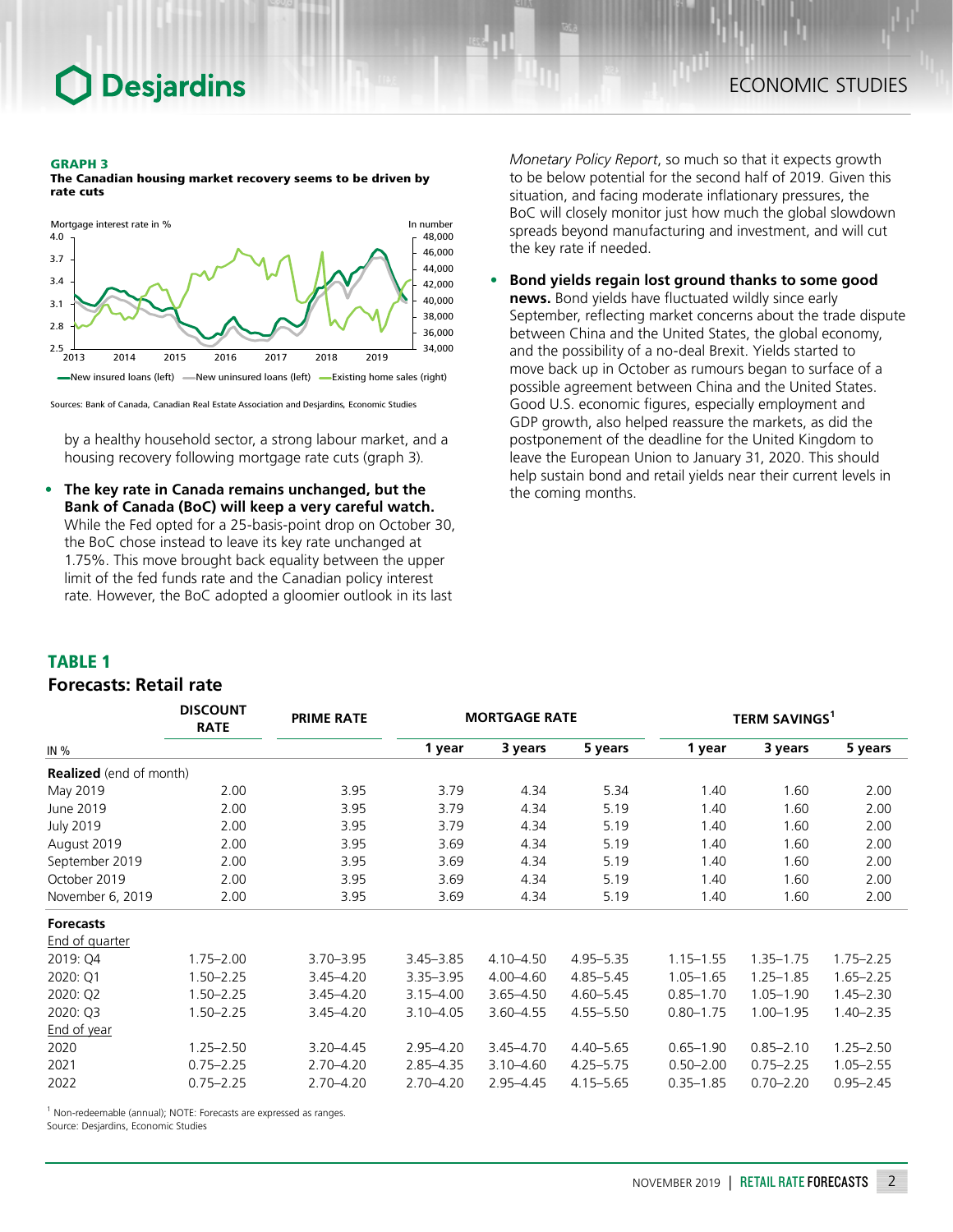**GRAPH 3**
**The Canadian housing market recovery seems to be driven by rate cuts**

Mortgage interest rate in % / In number

—New insured loans (left) —New uninsured loans (left) —Existing home sales (right)

Sources: Bank of Canada, Canadian Real Estate Association and Desjardins, Economic Studies

by a healthy household sector, a strong labour market, and a housing recovery following mortgage rate cuts (graph 3).

- **The key rate in Canada remains unchanged, but the Bank of Canada (BoC) will keep a very careful watch.** While the Fed opted for a 25-basis-point drop on October 30, the BoC chose instead to leave its key rate unchanged at 1.75%. This move brought back equality between the upper limit of the fed funds rate and the Canadian policy interest rate. However, the BoC adopted a gloomier outlook in its last *Monetary Policy Report*, so much so that it expects growth to be below potential for the second half of 2019. Given this situation, and facing moderate inflationary pressures, the BoC will closely monitor just how much the global slowdown spreads beyond manufacturing and investment, and will cut the key rate if needed.

- **Bond yields regain lost ground thanks to some good news.** Bond yields have fluctuated wildly since early September, reflecting market concerns about the trade dispute between China and the United States, the global economy, and the possibility of a no-deal Brexit. Yields started to move back up in October as rumours began to surface of a possible agreement between China and the United States. Good U.S. economic figures, especially employment and GDP growth, also helped reassure the markets, as did the postponement of the deadline for the United Kingdom to leave the European Union to January 31, 2020. This should help sustain bond and retail yields near their current levels in the coming months.

## TABLE 1
### Forecasts: Retail rate

| IN % | DISCOUNT RATE | PRIME RATE | MORTGAGE RATE 1 year | MORTGAGE RATE 3 years | MORTGAGE RATE 5 years | TERM SAVINGS[1] 1 year | TERM SAVINGS[1] 3 years | TERM SAVINGS[1] 5 years |
|---|---|---|---|---|---|---|---|---|
| **Realized** (end of month) | | | | | | | | |
| May 2019 | 2.00 | 3.95 | 3.79 | 4.34 | 5.34 | 1.40 | 1.60 | 2.00 |
| June 2019 | 2.00 | 3.95 | 3.79 | 4.34 | 5.19 | 1.40 | 1.60 | 2.00 |
| July 2019 | 2.00 | 3.95 | 3.79 | 4.34 | 5.19 | 1.40 | 1.60 | 2.00 |
| August 2019 | 2.00 | 3.95 | 3.69 | 4.34 | 5.19 | 1.40 | 1.60 | 2.00 |
| September 2019 | 2.00 | 3.95 | 3.69 | 4.34 | 5.19 | 1.40 | 1.60 | 2.00 |
| October 2019 | 2.00 | 3.95 | 3.69 | 4.34 | 5.19 | 1.40 | 1.60 | 2.00 |
| November 6, 2019 | 2.00 | 3.95 | 3.69 | 4.34 | 5.19 | 1.40 | 1.60 | 2.00 |
| **Forecasts** | | | | | | | | |
| End of quarter | | | | | | | | |
| 2019: Q4 | 1.75–2.00 | 3.70–3.95 | 3.45–3.85 | 4.10–4.50 | 4.95–5.35 | 1.15–1.55 | 1.35–1.75 | 1.75–2.25 |
| 2020: Q1 | 1.50–2.25 | 3.45–4.20 | 3.35–3.95 | 4.00–4.60 | 4.85–5.45 | 1.05–1.65 | 1.25–1.85 | 1.65–2.25 |
| 2020: Q2 | 1.50–2.25 | 3.45–4.20 | 3.15–4.00 | 3.65–4.50 | 4.60–5.45 | 0.85–1.70 | 1.05–1.90 | 1.45–2.30 |
| 2020: Q3 | 1.50–2.25 | 3.45–4.20 | 3.10–4.05 | 3.60–4.55 | 4.55–5.50 | 0.80–1.75 | 1.00–1.95 | 1.40–2.35 |
| End of year | | | | | | | | |
| 2020 | 1.25–2.50 | 3.20–4.45 | 2.95–4.20 | 3.45–4.70 | 4.40–5.65 | 0.65–1.90 | 0.85–2.10 | 1.25–2.50 |
| 2021 | 0.75–2.25 | 2.70–4.20 | 2.85–4.35 | 3.10–4.60 | 4.25–5.75 | 0.50–2.00 | 0.75–2.25 | 1.05–2.55 |
| 2022 | 0.75–2.25 | 2.70–4.20 | 2.70–4.20 | 2.95–4.45 | 4.15–5.65 | 0.35–1.85 | 0.70–2.20 | 0.95–2.45 |

[1] Non-redeemable (annual); NOTE: Forecasts are expressed as ranges.
Source: Desjardins, Economic Studies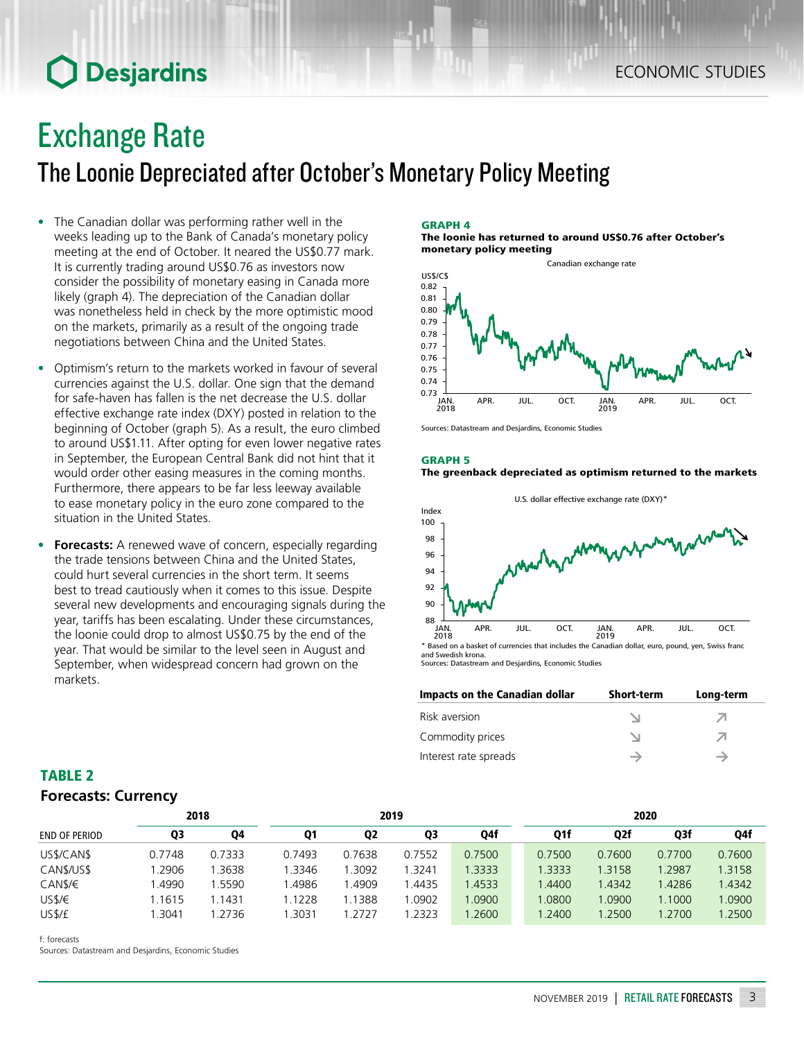# Exchange Rate

## The Loonie Depreciated after October's Monetary Policy Meeting

- The Canadian dollar was performing rather well in the weeks leading up to the Bank of Canada's monetary policy meeting at the end of October. It neared the US$0.77 mark. It is currently trading around US$0.76 as investors now consider the possibility of monetary easing in Canada more likely (graph 4). The depreciation of the Canadian dollar was nonetheless held in check by the more optimistic mood on the markets, primarily as a result of the ongoing trade negotiations between China and the United States.
- Optimism's return to the markets worked in favour of several currencies against the U.S. dollar. One sign that the demand for safe-haven has fallen is the net decrease the U.S. dollar effective exchange rate index (DXY) posted in relation to the beginning of October (graph 5). As a result, the euro climbed to around US$1.11. After opting for even lower negative rates in September, the European Central Bank did not hint that it would order other easing measures in the coming months. Furthermore, there appears to be far less leeway available to ease monetary policy in the euro zone compared to the situation in the United States.
- **Forecasts:** A renewed wave of concern, especially regarding the trade tensions between China and the United States, could hurt several currencies in the short term. It seems best to tread cautiously when it comes to this issue. Despite several new developments and encouraging signals during the year, tariffs has been escalating. Under these circumstances, the loonie could drop to almost US$0.75 by the end of the year. That would be similar to the level seen in August and September, when widespread concern had grown on the markets.

**GRAPH 4**
**The loonie has returned to around US$0.76 after October's monetary policy meeting**

Sources: Datastream and Desjardins, Economic Studies

**GRAPH 5**
**The greenback depreciated as optimism returned to the markets**

* Based on a basket of currencies that includes the Canadian dollar, euro, pound, yen, Swiss franc and Swedish krona.
Sources: Datastream and Desjardins, Economic Studies

| Impacts on the Canadian dollar | Short-term | Long-term |
|---|---|---|
| Risk aversion | ↘ | ↗ |
| Commodity prices | ↘ | ↗ |
| Interest rate spreads | → | → |

**TABLE 2**
**Forecasts: Currency**

| | 2018 | | 2019 | | | | 2020 | | | |
|---|---|---|---|---|---|---|---|---|---|---|
| END OF PERIOD | Q3 | Q4 | Q1 | Q2 | Q3 | Q4f | Q1f | Q2f | Q3f | Q4f |
| US$/CAN$ | 0.7748 | 0.7333 | 0.7493 | 0.7638 | 0.7552 | 0.7500 | 0.7500 | 0.7600 | 0.7700 | 0.7600 |
| CAN$/US$ | 1.2906 | 1.3638 | 1.3346 | 1.3092 | 1.3241 | 1.3333 | 1.3333 | 1.3158 | 1.2987 | 1.3158 |
| CAN$/€ | 1.4990 | 1.5590 | 1.4986 | 1.4909 | 1.4435 | 1.4533 | 1.4400 | 1.4342 | 1.4286 | 1.4342 |
| US$/€ | 1.1615 | 1.1431 | 1.1228 | 1.1388 | 1.0902 | 1.0900 | 1.0800 | 1.0900 | 1.1000 | 1.0900 |
| US$/£ | 1.3041 | 1.2736 | 1.3031 | 1.2727 | 1.2323 | 1.2600 | 1.2400 | 1.2500 | 1.2700 | 1.2500 |

f: forecasts
Sources: Datastream and Desjardins, Economic Studies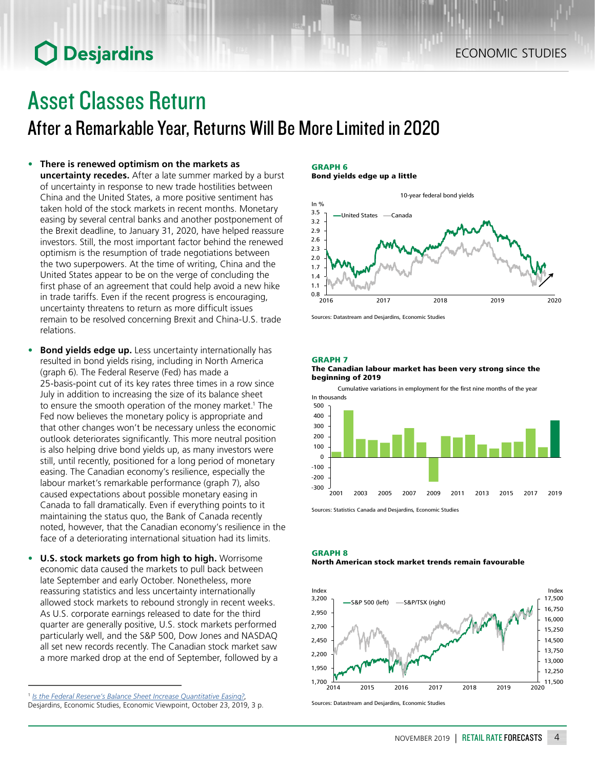# Asset Classes Return

## After a Remarkable Year, Returns Will Be More Limited in 2020

- **There is renewed optimism on the markets as uncertainty recedes.** After a late summer marked by a burst of uncertainty in response to new trade hostilities between China and the United States, a more positive sentiment has taken hold of the stock markets in recent months. Monetary easing by several central banks and another postponement of the Brexit deadline, to January 31, 2020, have helped reassure investors. Still, the most important factor behind the renewed optimism is the resumption of trade negotiations between the two superpowers. At the time of writing, China and the United States appear to be on the verge of concluding the first phase of an agreement that could help avoid a new hike in trade tariffs. Even if the recent progress is encouraging, uncertainty threatens to return as more difficult issues remain to be resolved concerning Brexit and China-U.S. trade relations.

- **Bond yields edge up.** Less uncertainty internationally has resulted in bond yields rising, including in North America (graph 6). The Federal Reserve (Fed) has made a 25-basis-point cut of its key rates three times in a row since July in addition to increasing the size of its balance sheet to ensure the smooth operation of the money market.[1] The Fed now believes the monetary policy is appropriate and that other changes won't be necessary unless the economic outlook deteriorates significantly. This more neutral position is also helping drive bond yields up, as many investors were still, until recently, positioned for a long period of monetary easing. The Canadian economy's resilience, especially the labour market's remarkable performance (graph 7), also caused expectations about possible monetary easing in Canada to fall dramatically. Even if everything points to it maintaining the status quo, the Bank of Canada recently noted, however, that the Canadian economy's resilience in the face of a deteriorating international situation had its limits.

- **U.S. stock markets go from high to high.** Worrisome economic data caused the markets to pull back between late September and early October. Nonetheless, more reassuring statistics and less uncertainty internationally allowed stock markets to rebound strongly in recent weeks. As U.S. corporate earnings released to date for the third quarter are generally positive, U.S. stock markets performed particularly well, and the S&P 500, Dow Jones and NASDAQ all set new records recently. The Canadian stock market saw a more marked drop at the end of September, followed by a

[1] *Is the Federal Reserve's Balance Sheet Increase Quantitative Easing?*, Desjardins, Economic Studies, Economic Viewpoint, October 23, 2019, 3 p.

**GRAPH 6**
**Bond yields edge up a little**

10-year federal bond yields (In %) — United States, Canada

Sources: Datastream and Desjardins, Economic Studies

**GRAPH 7**
**The Canadian labour market has been very strong since the beginning of 2019**

Cumulative variations in employment for the first nine months of the year (In thousands)

Sources: Statistics Canada and Desjardins, Economic Studies

**GRAPH 8**
**North American stock market trends remain favourable**

Index — S&P 500 (left), S&P/TSX (right)

Sources: Datastream and Desjardins, Economic Studies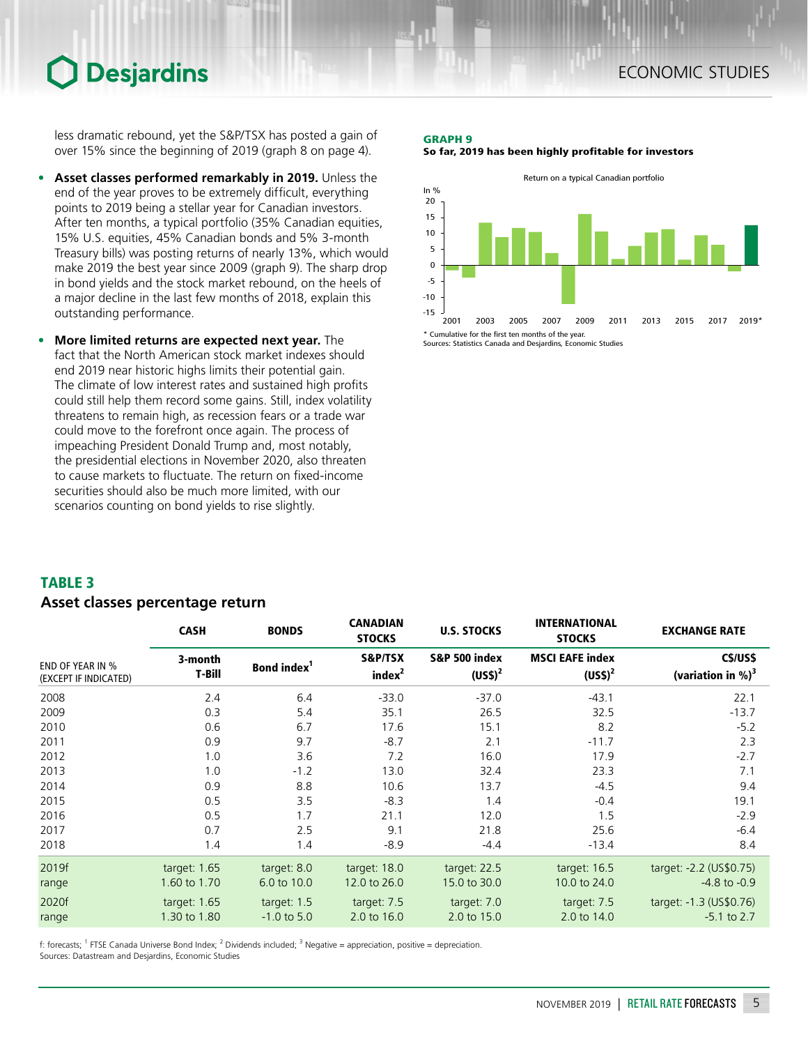less dramatic rebound, yet the S&P/TSX has posted a gain of over 15% since the beginning of 2019 (graph 8 on page 4).

- **Asset classes performed remarkably in 2019.** Unless the end of the year proves to be extremely difficult, everything points to 2019 being a stellar year for Canadian investors. After ten months, a typical portfolio (35% Canadian equities, 15% U.S. equities, 45% Canadian bonds and 5% 3-month Treasury bills) was posting returns of nearly 13%, which would make 2019 the best year since 2009 (graph 9). The sharp drop in bond yields and the stock market rebound, on the heels of a major decline in the last few months of 2018, explain this outstanding performance.

- **More limited returns are expected next year.** The fact that the North American stock market indexes should end 2019 near historic highs limits their potential gain. The climate of low interest rates and sustained high profits could still help them record some gains. Still, index volatility threatens to remain high, as recession fears or a trade war could move to the forefront once again. The process of impeaching President Donald Trump and, most notably, the presidential elections in November 2020, also threaten to cause markets to fluctuate. The return on fixed-income securities should also be much more limited, with our scenarios counting on bond yields to rise slightly.

**GRAPH 9**
**So far, 2019 has been highly profitable for investors**

Return on a typical Canadian portfolio

In %

20
15
10
5
0
-5
-10
-15

2001 2003 2005 2007 2009 2011 2013 2015 2017 2019*

\* Cumulative for the first ten months of the year.
Sources: Statistics Canada and Desjardins, Economic Studies

## TABLE 3
### Asset classes percentage return

| | CASH | BONDS | CANADIAN STOCKS | U.S. STOCKS | INTERNATIONAL STOCKS | EXCHANGE RATE |
|---|---|---|---|---|---|---|
| END OF YEAR IN % (EXCEPT IF INDICATED) | 3-month T-Bill | Bond index[1] | S&P/TSX index[2] | S&P 500 index (US$)[2] | MSCI EAFE index (US$)[2] | C$/US$ (variation in %)[3] |
| 2008 | 2.4 | 6.4 | -33.0 | -37.0 | -43.1 | 22.1 |
| 2009 | 0.3 | 5.4 | 35.1 | 26.5 | 32.5 | -13.7 |
| 2010 | 0.6 | 6.7 | 17.6 | 15.1 | 8.2 | -5.2 |
| 2011 | 0.9 | 9.7 | -8.7 | 2.1 | -11.7 | 2.3 |
| 2012 | 1.0 | 3.6 | 7.2 | 16.0 | 17.9 | -2.7 |
| 2013 | 1.0 | -1.2 | 13.0 | 32.4 | 23.3 | 7.1 |
| 2014 | 0.9 | 8.8 | 10.6 | 13.7 | -4.5 | 9.4 |
| 2015 | 0.5 | 3.5 | -8.3 | 1.4 | -0.4 | 19.1 |
| 2016 | 0.5 | 1.7 | 21.1 | 12.0 | 1.5 | -2.9 |
| 2017 | 0.7 | 2.5 | 9.1 | 21.8 | 25.6 | -6.4 |
| 2018 | 1.4 | 1.4 | -8.9 | -4.4 | -13.4 | 8.4 |
| 2019f | target: 1.65 | target: 8.0 | target: 18.0 | target: 22.5 | target: 16.5 | target: -2.2 (US$0.75) |
| range | 1.60 to 1.70 | 6.0 to 10.0 | 12.0 to 26.0 | 15.0 to 30.0 | 10.0 to 24.0 | -4.8 to -0.9 |
| 2020f | target: 1.65 | target: 1.5 | target: 7.5 | target: 7.0 | target: 7.5 | target: -1.3 (US$0.76) |
| range | 1.30 to 1.80 | -1.0 to 5.0 | 2.0 to 16.0 | 2.0 to 15.0 | 2.0 to 14.0 | -5.1 to 2.7 |

f: forecasts; [1] FTSE Canada Universe Bond Index; [2] Dividends included; [3] Negative = appreciation, positive = depreciation.
Sources: Datastream and Desjardins, Economic Studies